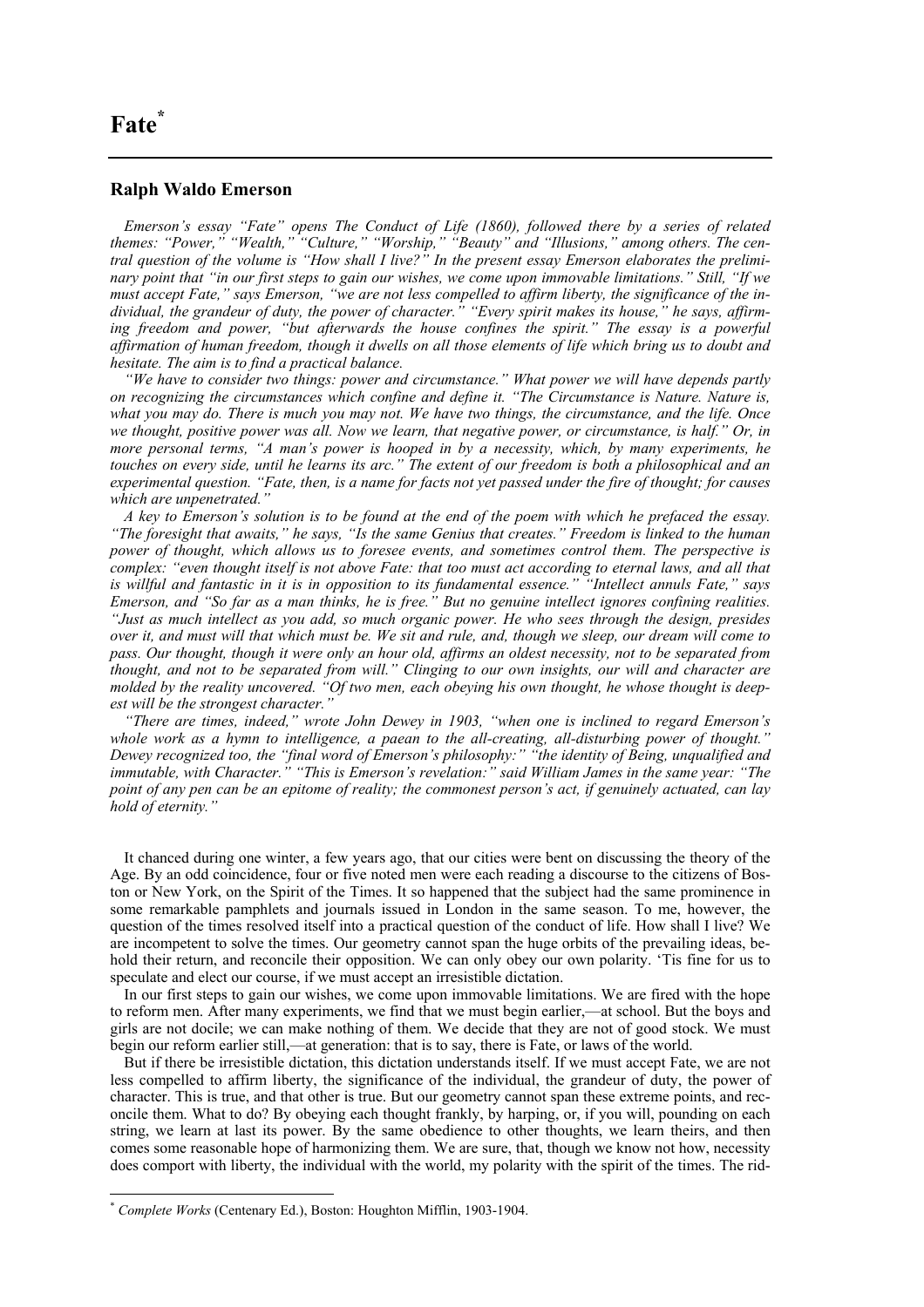# Fate[*]

## Ralph Waldo Emerson

*Emerson's essay "Fate" opens The Conduct of Life (1860), followed there by a series of related themes: "Power," "Wealth," "Culture," "Worship," "Beauty" and "Illusions," among others. The central question of the volume is "How shall I live?" In the present essay Emerson elaborates the preliminary point that "in our first steps to gain our wishes, we come upon immovable limitations." Still, "If we must accept Fate," says Emerson, "we are not less compelled to affirm liberty, the significance of the individual, the grandeur of duty, the power of character." "Every spirit makes its house," he says, affirming freedom and power, "but afterwards the house confines the spirit." The essay is a powerful affirmation of human freedom, though it dwells on all those elements of life which bring us to doubt and hesitate. The aim is to find a practical balance.*

*"We have to consider two things: power and circumstance." What power we will have depends partly on recognizing the circumstances which confine and define it. "The Circumstance is Nature. Nature is, what you may do. There is much you may not. We have two things, the circumstance, and the life. Once we thought, positive power was all. Now we learn, that negative power, or circumstance, is half." Or, in more personal terms, "A man's power is hooped in by a necessity, which, by many experiments, he touches on every side, until he learns its arc." The extent of our freedom is both a philosophical and an experimental question. "Fate, then, is a name for facts not yet passed under the fire of thought; for causes which are unpenetrated."*

*A key to Emerson's solution is to be found at the end of the poem with which he prefaced the essay. "The foresight that awaits," he says, "Is the same Genius that creates." Freedom is linked to the human power of thought, which allows us to foresee events, and sometimes control them. The perspective is complex: "even thought itself is not above Fate: that too must act according to eternal laws, and all that is willful and fantastic in it is in opposition to its fundamental essence." "Intellect annuls Fate," says Emerson, and "So far as a man thinks, he is free." But no genuine intellect ignores confining realities. "Just as much intellect as you add, so much organic power. He who sees through the design, presides over it, and must will that which must be. We sit and rule, and, though we sleep, our dream will come to pass. Our thought, though it were only an hour old, affirms an oldest necessity, not to be separated from thought, and not to be separated from will." Clinging to our own insights, our will and character are molded by the reality uncovered. "Of two men, each obeying his own thought, he whose thought is deepest will be the strongest character."*

*"There are times, indeed," wrote John Dewey in 1903, "when one is inclined to regard Emerson's whole work as a hymn to intelligence, a paean to the all-creating, all-disturbing power of thought." Dewey recognized too, the "final word of Emerson's philosophy:" "the identity of Being, unqualified and immutable, with Character." "This is Emerson's revelation:" said William James in the same year: "The point of any pen can be an epitome of reality; the commonest person's act, if genuinely actuated, can lay hold of eternity."*

It chanced during one winter, a few years ago, that our cities were bent on discussing the theory of the Age. By an odd coincidence, four or five noted men were each reading a discourse to the citizens of Boston or New York, on the Spirit of the Times. It so happened that the subject had the same prominence in some remarkable pamphlets and journals issued in London in the same season. To me, however, the question of the times resolved itself into a practical question of the conduct of life. How shall I live? We are incompetent to solve the times. Our geometry cannot span the huge orbits of the prevailing ideas, behold their return, and reconcile their opposition. We can only obey our own polarity. 'Tis fine for us to speculate and elect our course, if we must accept an irresistible dictation.

In our first steps to gain our wishes, we come upon immovable limitations. We are fired with the hope to reform men. After many experiments, we find that we must begin earlier,—at school. But the boys and girls are not docile; we can make nothing of them. We decide that they are not of good stock. We must begin our reform earlier still,—at generation: that is to say, there is Fate, or laws of the world.

But if there be irresistible dictation, this dictation understands itself. If we must accept Fate, we are not less compelled to affirm liberty, the significance of the individual, the grandeur of duty, the power of character. This is true, and that other is true. But our geometry cannot span these extreme points, and reconcile them. What to do? By obeying each thought frankly, by harping, or, if you will, pounding on each string, we learn at last its power. By the same obedience to other thoughts, we learn theirs, and then comes some reasonable hope of harmonizing them. We are sure, that, though we know not how, necessity does comport with liberty, the individual with the world, my polarity with the spirit of the times. The rid-

[*] *Complete Works* (Centenary Ed.), Boston: Houghton Mifflin, 1903-1904.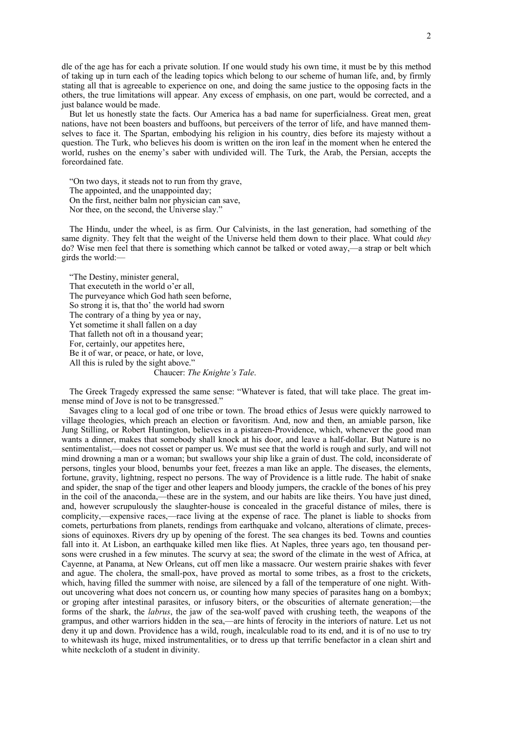dle of the age has for each a private solution. If one would study his own time, it must be by this method of taking up in turn each of the leading topics which belong to our scheme of human life, and, by firmly stating all that is agreeable to experience on one, and doing the same justice to the opposing facts in the others, the true limitations will appear. Any excess of emphasis, on one part, would be corrected, and a just balance would be made.

But let us honestly state the facts. Our America has a bad name for superficialness. Great men, great nations, have not been boasters and buffoons, but perceivers of the terror of life, and have manned themselves to face it. The Spartan, embodying his religion in his country, dies before its majesty without a question. The Turk, who believes his doom is written on the iron leaf in the moment when he entered the world, rushes on the enemy's saber with undivided will. The Turk, the Arab, the Persian, accepts the foreordained fate.

> "On two days, it steads not to run from thy grave,
> The appointed, and the unappointed day;
> On the first, neither balm nor physician can save,
> Nor thee, on the second, the Universe slay."

The Hindu, under the wheel, is as firm. Our Calvinists, in the last generation, had something of the same dignity. They felt that the weight of the Universe held them down to their place. What could *they* do? Wise men feel that there is something which cannot be talked or voted away,—a strap or belt which girds the world:—

> "The Destiny, minister general,
> That executeth in the world o'er all,
> The purveyance which God hath seen beforne,
> So strong it is, that tho' the world had sworn
> The contrary of a thing by yea or nay,
> Yet sometime it shall fallen on a day
> That falleth not oft in a thousand year;
> For, certainly, our appetites here,
> Be it of war, or peace, or hate, or love,
> All this is ruled by the sight above."
>
> Chaucer: *The Knighte's Tale*.

The Greek Tragedy expressed the same sense: "Whatever is fated, that will take place. The great immense mind of Jove is not to be transgressed."

Savages cling to a local god of one tribe or town. The broad ethics of Jesus were quickly narrowed to village theologies, which preach an election or favoritism. And, now and then, an amiable parson, like Jung Stilling, or Robert Huntington, believes in a pistareen-Providence, which, whenever the good man wants a dinner, makes that somebody shall knock at his door, and leave a half-dollar. But Nature is no sentimentalist,—does not cosset or pamper us. We must see that the world is rough and surly, and will not mind drowning a man or a woman; but swallows your ship like a grain of dust. The cold, inconsiderate of persons, tingles your blood, benumbs your feet, freezes a man like an apple. The diseases, the elements, fortune, gravity, lightning, respect no persons. The way of Providence is a little rude. The habit of snake and spider, the snap of the tiger and other leapers and bloody jumpers, the crackle of the bones of his prey in the coil of the anaconda,—these are in the system, and our habits are like theirs. You have just dined, and, however scrupulously the slaughter-house is concealed in the graceful distance of miles, there is complicity,—expensive races,—race living at the expense of race. The planet is liable to shocks from comets, perturbations from planets, rendings from earthquake and volcano, alterations of climate, precessions of equinoxes. Rivers dry up by opening of the forest. The sea changes its bed. Towns and counties fall into it. At Lisbon, an earthquake killed men like flies. At Naples, three years ago, ten thousand persons were crushed in a few minutes. The scurvy at sea; the sword of the climate in the west of Africa, at Cayenne, at Panama, at New Orleans, cut off men like a massacre. Our western prairie shakes with fever and ague. The cholera, the small-pox, have proved as mortal to some tribes, as a frost to the crickets, which, having filled the summer with noise, are silenced by a fall of the temperature of one night. Without uncovering what does not concern us, or counting how many species of parasites hang on a bombyx; or groping after intestinal parasites, or infusory biters, or the obscurities of alternate generation;—the forms of the shark, the *labrus*, the jaw of the sea-wolf paved with crushing teeth, the weapons of the grampus, and other warriors hidden in the sea,—are hints of ferocity in the interiors of nature. Let us not deny it up and down. Providence has a wild, rough, incalculable road to its end, and it is of no use to try to whitewash its huge, mixed instrumentalities, or to dress up that terrific benefactor in a clean shirt and white neckcloth of a student in divinity.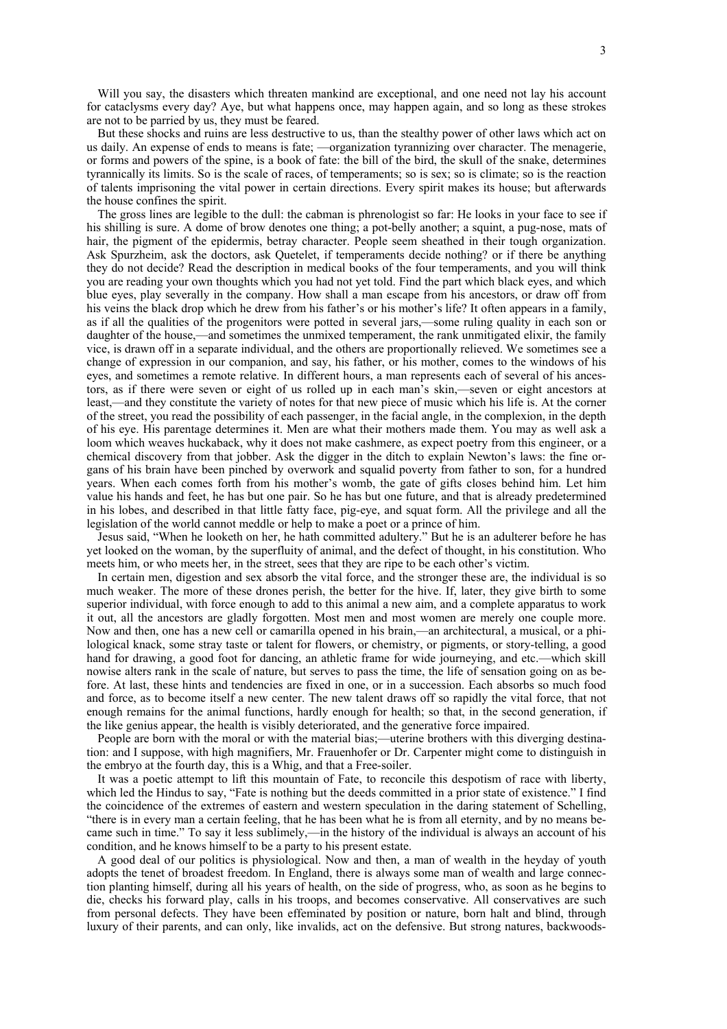Will you say, the disasters which threaten mankind are exceptional, and one need not lay his account for cataclysms every day? Aye, but what happens once, may happen again, and so long as these strokes are not to be parried by us, they must be feared.

But these shocks and ruins are less destructive to us, than the stealthy power of other laws which act on us daily. An expense of ends to means is fate; —organization tyrannizing over character. The menagerie, or forms and powers of the spine, is a book of fate: the bill of the bird, the skull of the snake, determines tyrannically its limits. So is the scale of races, of temperaments; so is sex; so is climate; so is the reaction of talents imprisoning the vital power in certain directions. Every spirit makes its house; but afterwards the house confines the spirit.

The gross lines are legible to the dull: the cabman is phrenologist so far: He looks in your face to see if his shilling is sure. A dome of brow denotes one thing; a pot-belly another; a squint, a pug-nose, mats of hair, the pigment of the epidermis, betray character. People seem sheathed in their tough organization. Ask Spurzheim, ask the doctors, ask Quetelet, if temperaments decide nothing? or if there be anything they do not decide? Read the description in medical books of the four temperaments, and you will think you are reading your own thoughts which you had not yet told. Find the part which black eyes, and which blue eyes, play severally in the company. How shall a man escape from his ancestors, or draw off from his veins the black drop which he drew from his father's or his mother's life? It often appears in a family, as if all the qualities of the progenitors were potted in several jars,—some ruling quality in each son or daughter of the house,—and sometimes the unmixed temperament, the rank unmitigated elixir, the family vice, is drawn off in a separate individual, and the others are proportionally relieved. We sometimes see a change of expression in our companion, and say, his father, or his mother, comes to the windows of his eyes, and sometimes a remote relative. In different hours, a man represents each of several of his ancestors, as if there were seven or eight of us rolled up in each man's skin,—seven or eight ancestors at least,—and they constitute the variety of notes for that new piece of music which his life is. At the corner of the street, you read the possibility of each passenger, in the facial angle, in the complexion, in the depth of his eye. His parentage determines it. Men are what their mothers made them. You may as well ask a loom which weaves huckaback, why it does not make cashmere, as expect poetry from this engineer, or a chemical discovery from that jobber. Ask the digger in the ditch to explain Newton's laws: the fine organs of his brain have been pinched by overwork and squalid poverty from father to son, for a hundred years. When each comes forth from his mother's womb, the gate of gifts closes behind him. Let him value his hands and feet, he has but one pair. So he has but one future, and that is already predetermined in his lobes, and described in that little fatty face, pig-eye, and squat form. All the privilege and all the legislation of the world cannot meddle or help to make a poet or a prince of him.

Jesus said, "When he looketh on her, he hath committed adultery." But he is an adulterer before he has yet looked on the woman, by the superfluity of animal, and the defect of thought, in his constitution. Who meets him, or who meets her, in the street, sees that they are ripe to be each other's victim.

In certain men, digestion and sex absorb the vital force, and the stronger these are, the individual is so much weaker. The more of these drones perish, the better for the hive. If, later, they give birth to some superior individual, with force enough to add to this animal a new aim, and a complete apparatus to work it out, all the ancestors are gladly forgotten. Most men and most women are merely one couple more. Now and then, one has a new cell or camarilla opened in his brain,—an architectural, a musical, or a philological knack, some stray taste or talent for flowers, or chemistry, or pigments, or story-telling, a good hand for drawing, a good foot for dancing, an athletic frame for wide journeying, and etc.—which skill nowise alters rank in the scale of nature, but serves to pass the time, the life of sensation going on as before. At last, these hints and tendencies are fixed in one, or in a succession. Each absorbs so much food and force, as to become itself a new center. The new talent draws off so rapidly the vital force, that not enough remains for the animal functions, hardly enough for health; so that, in the second generation, if the like genius appear, the health is visibly deteriorated, and the generative force impaired.

People are born with the moral or with the material bias;—uterine brothers with this diverging destination: and I suppose, with high magnifiers, Mr. Frauenhofer or Dr. Carpenter might come to distinguish in the embryo at the fourth day, this is a Whig, and that a Free-soiler.

It was a poetic attempt to lift this mountain of Fate, to reconcile this despotism of race with liberty, which led the Hindus to say, "Fate is nothing but the deeds committed in a prior state of existence." I find the coincidence of the extremes of eastern and western speculation in the daring statement of Schelling, "there is in every man a certain feeling, that he has been what he is from all eternity, and by no means became such in time." To say it less sublimely,—in the history of the individual is always an account of his condition, and he knows himself to be a party to his present estate.

A good deal of our politics is physiological. Now and then, a man of wealth in the heyday of youth adopts the tenet of broadest freedom. In England, there is always some man of wealth and large connection planting himself, during all his years of health, on the side of progress, who, as soon as he begins to die, checks his forward play, calls in his troops, and becomes conservative. All conservatives are such from personal defects. They have been effeminated by position or nature, born halt and blind, through luxury of their parents, and can only, like invalids, act on the defensive. But strong natures, backwoods-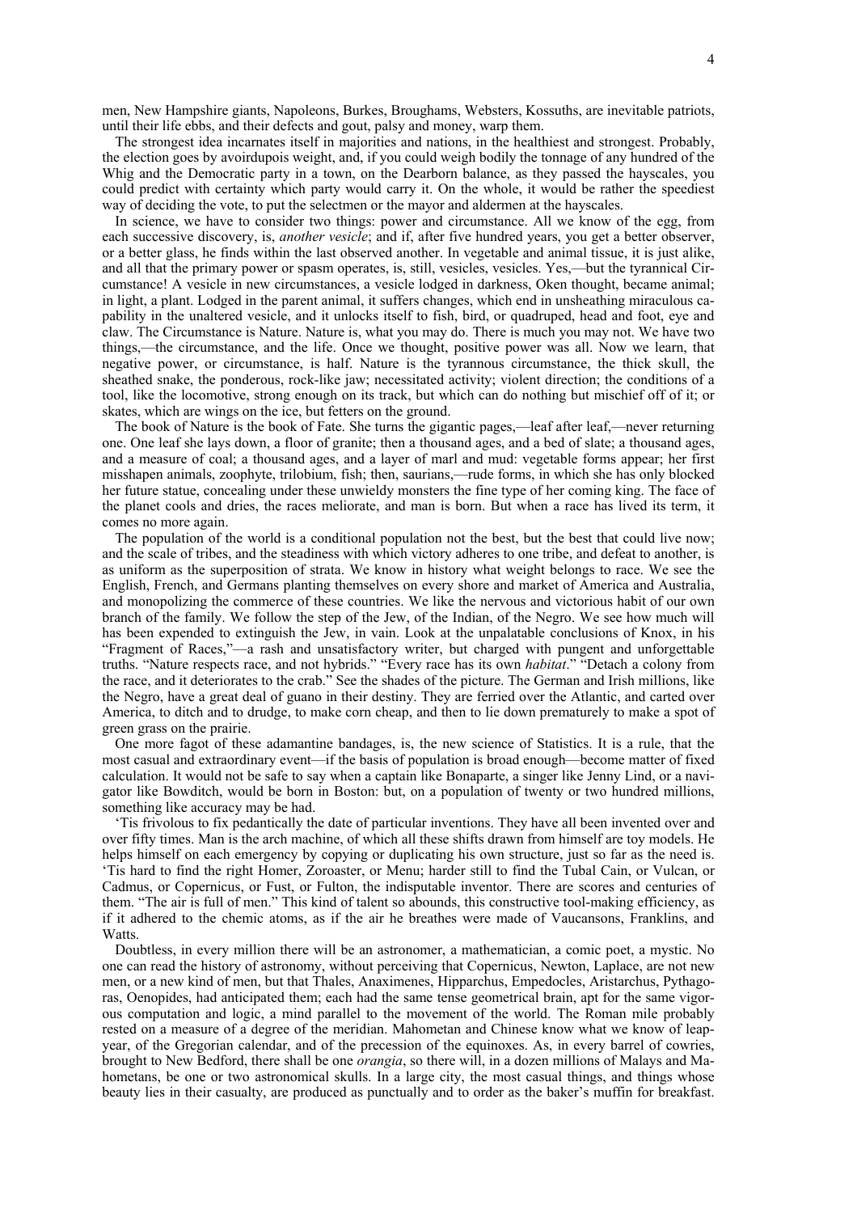men, New Hampshire giants, Napoleons, Burkes, Broughams, Websters, Kossuths, are inevitable patriots, until their life ebbs, and their defects and gout, palsy and money, warp them.

The strongest idea incarnates itself in majorities and nations, in the healthiest and strongest. Probably, the election goes by avoirdupois weight, and, if you could weigh bodily the tonnage of any hundred of the Whig and the Democratic party in a town, on the Dearborn balance, as they passed the hayscales, you could predict with certainty which party would carry it. On the whole, it would be rather the speediest way of deciding the vote, to put the selectmen or the mayor and aldermen at the hayscales.

In science, we have to consider two things: power and circumstance. All we know of the egg, from each successive discovery, is, *another vesicle*; and if, after five hundred years, you get a better observer, or a better glass, he finds within the last observed another. In vegetable and animal tissue, it is just alike, and all that the primary power or spasm operates, is, still, vesicles, vesicles. Yes,—but the tyrannical Circumstance! A vesicle in new circumstances, a vesicle lodged in darkness, Oken thought, became animal; in light, a plant. Lodged in the parent animal, it suffers changes, which end in unsheathing miraculous capability in the unaltered vesicle, and it unlocks itself to fish, bird, or quadruped, head and foot, eye and claw. The Circumstance is Nature. Nature is, what you may do. There is much you may not. We have two things,—the circumstance, and the life. Once we thought, positive power was all. Now we learn, that negative power, or circumstance, is half. Nature is the tyrannous circumstance, the thick skull, the sheathed snake, the ponderous, rock-like jaw; necessitated activity; violent direction; the conditions of a tool, like the locomotive, strong enough on its track, but which can do nothing but mischief off of it; or skates, which are wings on the ice, but fetters on the ground.

The book of Nature is the book of Fate. She turns the gigantic pages,—leaf after leaf,—never returning one. One leaf she lays down, a floor of granite; then a thousand ages, and a bed of slate; a thousand ages, and a measure of coal; a thousand ages, and a layer of marl and mud: vegetable forms appear; her first misshapen animals, zoophyte, trilobium, fish; then, saurians,—rude forms, in which she has only blocked her future statue, concealing under these unwieldy monsters the fine type of her coming king. The face of the planet cools and dries, the races meliorate, and man is born. But when a race has lived its term, it comes no more again.

The population of the world is a conditional population not the best, but the best that could live now; and the scale of tribes, and the steadiness with which victory adheres to one tribe, and defeat to another, is as uniform as the superposition of strata. We know in history what weight belongs to race. We see the English, French, and Germans planting themselves on every shore and market of America and Australia, and monopolizing the commerce of these countries. We like the nervous and victorious habit of our own branch of the family. We follow the step of the Jew, of the Indian, of the Negro. We see how much will has been expended to extinguish the Jew, in vain. Look at the unpalatable conclusions of Knox, in his "Fragment of Races,"—a rash and unsatisfactory writer, but charged with pungent and unforgettable truths. "Nature respects race, and not hybrids." "Every race has its own *habitat*." "Detach a colony from the race, and it deteriorates to the crab." See the shades of the picture. The German and Irish millions, like the Negro, have a great deal of guano in their destiny. They are ferried over the Atlantic, and carted over America, to ditch and to drudge, to make corn cheap, and then to lie down prematurely to make a spot of green grass on the prairie.

One more fagot of these adamantine bandages, is, the new science of Statistics. It is a rule, that the most casual and extraordinary event—if the basis of population is broad enough—become matter of fixed calculation. It would not be safe to say when a captain like Bonaparte, a singer like Jenny Lind, or a navigator like Bowditch, would be born in Boston: but, on a population of twenty or two hundred millions, something like accuracy may be had.

'Tis frivolous to fix pedantically the date of particular inventions. They have all been invented over and over fifty times. Man is the arch machine, of which all these shifts drawn from himself are toy models. He helps himself on each emergency by copying or duplicating his own structure, just so far as the need is. 'Tis hard to find the right Homer, Zoroaster, or Menu; harder still to find the Tubal Cain, or Vulcan, or Cadmus, or Copernicus, or Fust, or Fulton, the indisputable inventor. There are scores and centuries of them. "The air is full of men." This kind of talent so abounds, this constructive tool-making efficiency, as if it adhered to the chemic atoms, as if the air he breathes were made of Vaucansons, Franklins, and Watts.

Doubtless, in every million there will be an astronomer, a mathematician, a comic poet, a mystic. No one can read the history of astronomy, without perceiving that Copernicus, Newton, Laplace, are not new men, or a new kind of men, but that Thales, Anaximenes, Hipparchus, Empedocles, Aristarchus, Pythagoras, Oenopides, had anticipated them; each had the same tense geometrical brain, apt for the same vigorous computation and logic, a mind parallel to the movement of the world. The Roman mile probably rested on a measure of a degree of the meridian. Mahometan and Chinese know what we know of leap-year, of the Gregorian calendar, and of the precession of the equinoxes. As, in every barrel of cowries, brought to New Bedford, there shall be one *orangia*, so there will, in a dozen millions of Malays and Mahometans, be one or two astronomical skulls. In a large city, the most casual things, and things whose beauty lies in their casualty, are produced as punctually and to order as the baker's muffin for breakfast.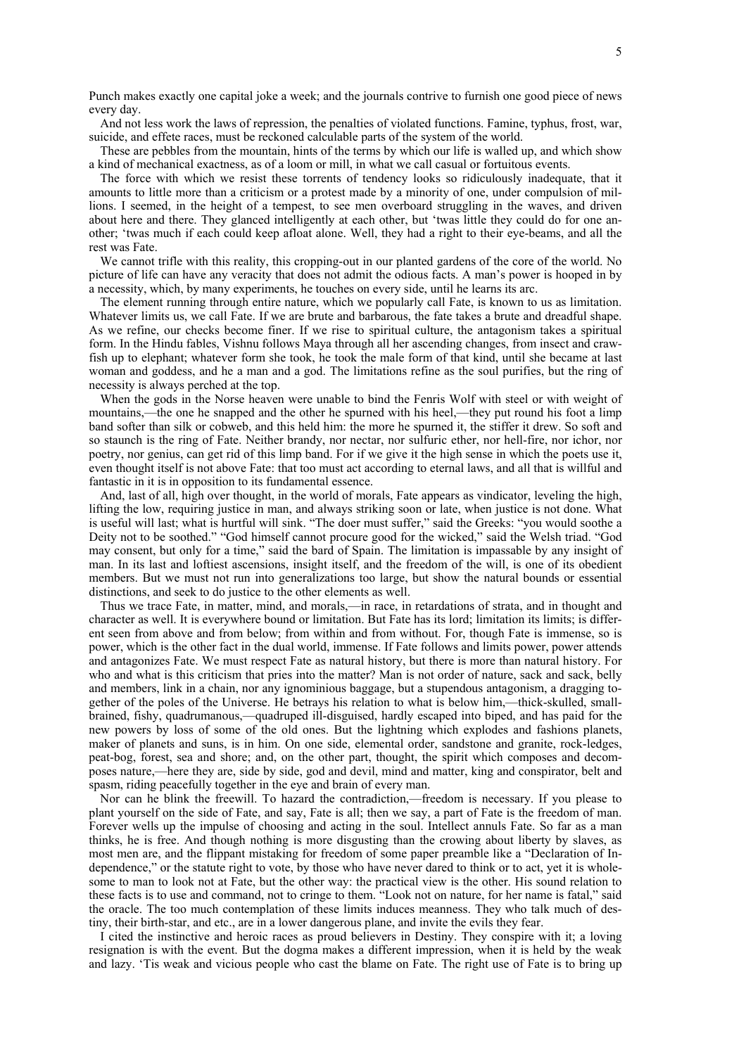Punch makes exactly one capital joke a week; and the journals contrive to furnish one good piece of news every day.

And not less work the laws of repression, the penalties of violated functions. Famine, typhus, frost, war, suicide, and effete races, must be reckoned calculable parts of the system of the world.

These are pebbles from the mountain, hints of the terms by which our life is walled up, and which show a kind of mechanical exactness, as of a loom or mill, in what we call casual or fortuitous events.

The force with which we resist these torrents of tendency looks so ridiculously inadequate, that it amounts to little more than a criticism or a protest made by a minority of one, under compulsion of millions. I seemed, in the height of a tempest, to see men overboard struggling in the waves, and driven about here and there. They glanced intelligently at each other, but 'twas little they could do for one another; 'twas much if each could keep afloat alone. Well, they had a right to their eye-beams, and all the rest was Fate.

We cannot trifle with this reality, this cropping-out in our planted gardens of the core of the world. No picture of life can have any veracity that does not admit the odious facts. A man's power is hooped in by a necessity, which, by many experiments, he touches on every side, until he learns its arc.

The element running through entire nature, which we popularly call Fate, is known to us as limitation. Whatever limits us, we call Fate. If we are brute and barbarous, the fate takes a brute and dreadful shape. As we refine, our checks become finer. If we rise to spiritual culture, the antagonism takes a spiritual form. In the Hindu fables, Vishnu follows Maya through all her ascending changes, from insect and crawfish up to elephant; whatever form she took, he took the male form of that kind, until she became at last woman and goddess, and he a man and a god. The limitations refine as the soul purifies, but the ring of necessity is always perched at the top.

When the gods in the Norse heaven were unable to bind the Fenris Wolf with steel or with weight of mountains,—the one he snapped and the other he spurned with his heel,—they put round his foot a limp band softer than silk or cobweb, and this held him: the more he spurned it, the stiffer it drew. So soft and so staunch is the ring of Fate. Neither brandy, nor nectar, nor sulfuric ether, nor hell-fire, nor ichor, nor poetry, nor genius, can get rid of this limp band. For if we give it the high sense in which the poets use it, even thought itself is not above Fate: that too must act according to eternal laws, and all that is willful and fantastic in it is in opposition to its fundamental essence.

And, last of all, high over thought, in the world of morals, Fate appears as vindicator, leveling the high, lifting the low, requiring justice in man, and always striking soon or late, when justice is not done. What is useful will last; what is hurtful will sink. "The doer must suffer," said the Greeks: "you would soothe a Deity not to be soothed." "God himself cannot procure good for the wicked," said the Welsh triad. "God may consent, but only for a time," said the bard of Spain. The limitation is impassable by any insight of man. In its last and loftiest ascensions, insight itself, and the freedom of the will, is one of its obedient members. But we must not run into generalizations too large, but show the natural bounds or essential distinctions, and seek to do justice to the other elements as well.

Thus we trace Fate, in matter, mind, and morals,—in race, in retardations of strata, and in thought and character as well. It is everywhere bound or limitation. But Fate has its lord; limitation its limits; is different seen from above and from below; from within and from without. For, though Fate is immense, so is power, which is the other fact in the dual world, immense. If Fate follows and limits power, power attends and antagonizes Fate. We must respect Fate as natural history, but there is more than natural history. For who and what is this criticism that pries into the matter? Man is not order of nature, sack and sack, belly and members, link in a chain, nor any ignominious baggage, but a stupendous antagonism, a dragging together of the poles of the Universe. He betrays his relation to what is below him,—thick-skulled, small-brained, fishy, quadrumanous,—quadruped ill-disguised, hardly escaped into biped, and has paid for the new powers by loss of some of the old ones. But the lightning which explodes and fashions planets, maker of planets and suns, is in him. On one side, elemental order, sandstone and granite, rock-ledges, peat-bog, forest, sea and shore; and, on the other part, thought, the spirit which composes and decomposes nature,—here they are, side by side, god and devil, mind and matter, king and conspirator, belt and spasm, riding peacefully together in the eye and brain of every man.

Nor can he blink the freewill. To hazard the contradiction,—freedom is necessary. If you please to plant yourself on the side of Fate, and say, Fate is all; then we say, a part of Fate is the freedom of man. Forever wells up the impulse of choosing and acting in the soul. Intellect annuls Fate. So far as a man thinks, he is free. And though nothing is more disgusting than the crowing about liberty by slaves, as most men are, and the flippant mistaking for freedom of some paper preamble like a "Declaration of Independence," or the statute right to vote, by those who have never dared to think or to act, yet it is wholesome to man to look not at Fate, but the other way: the practical view is the other. His sound relation to these facts is to use and command, not to cringe to them. "Look not on nature, for her name is fatal," said the oracle. The too much contemplation of these limits induces meanness. They who talk much of destiny, their birth-star, and etc., are in a lower dangerous plane, and invite the evils they fear.

I cited the instinctive and heroic races as proud believers in Destiny. They conspire with it; a loving resignation is with the event. But the dogma makes a different impression, when it is held by the weak and lazy. 'Tis weak and vicious people who cast the blame on Fate. The right use of Fate is to bring up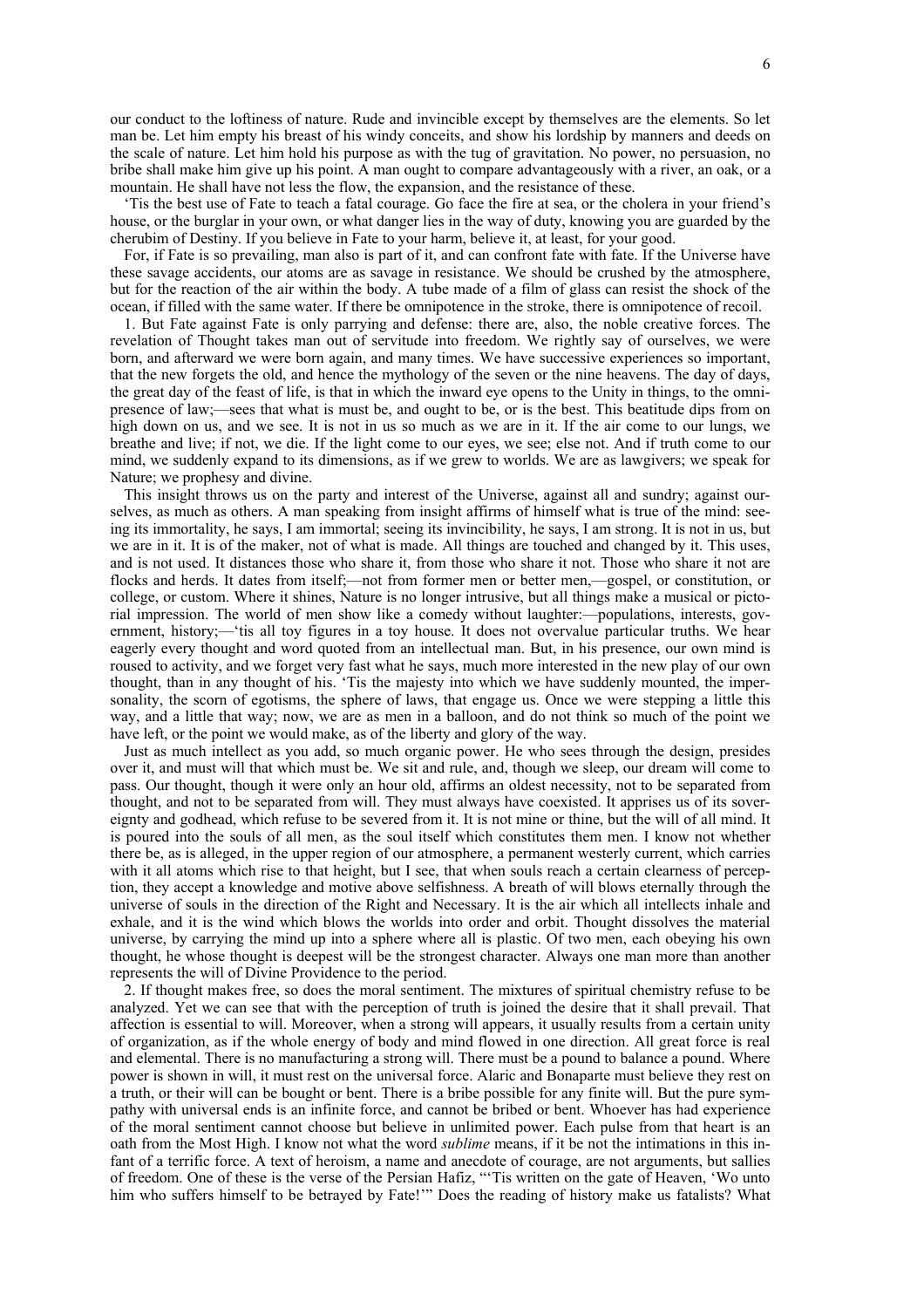our conduct to the loftiness of nature. Rude and invincible except by themselves are the elements. So let man be. Let him empty his breast of his windy conceits, and show his lordship by manners and deeds on the scale of nature. Let him hold his purpose as with the tug of gravitation. No power, no persuasion, no bribe shall make him give up his point. A man ought to compare advantageously with a river, an oak, or a mountain. He shall have not less the flow, the expansion, and the resistance of these.

'Tis the best use of Fate to teach a fatal courage. Go face the fire at sea, or the cholera in your friend's house, or the burglar in your own, or what danger lies in the way of duty, knowing you are guarded by the cherubim of Destiny. If you believe in Fate to your harm, believe it, at least, for your good.

For, if Fate is so prevailing, man also is part of it, and can confront fate with fate. If the Universe have these savage accidents, our atoms are as savage in resistance. We should be crushed by the atmosphere, but for the reaction of the air within the body. A tube made of a film of glass can resist the shock of the ocean, if filled with the same water. If there be omnipotence in the stroke, there is omnipotence of recoil.

1. But Fate against Fate is only parrying and defense: there are, also, the noble creative forces. The revelation of Thought takes man out of servitude into freedom. We rightly say of ourselves, we were born, and afterward we were born again, and many times. We have successive experiences so important, that the new forgets the old, and hence the mythology of the seven or the nine heavens. The day of days, the great day of the feast of life, is that in which the inward eye opens to the Unity in things, to the omnipresence of law;—sees that what is must be, and ought to be, or is the best. This beatitude dips from on high down on us, and we see. It is not in us so much as we are in it. If the air come to our lungs, we breathe and live; if not, we die. If the light come to our eyes, we see; else not. And if truth come to our mind, we suddenly expand to its dimensions, as if we grew to worlds. We are as lawgivers; we speak for Nature; we prophesy and divine.

This insight throws us on the party and interest of the Universe, against all and sundry; against ourselves, as much as others. A man speaking from insight affirms of himself what is true of the mind: seeing its immortality, he says, I am immortal; seeing its invincibility, he says, I am strong. It is not in us, but we are in it. It is of the maker, not of what is made. All things are touched and changed by it. This uses, and is not used. It distances those who share it, from those who share it not. Those who share it not are flocks and herds. It dates from itself;—not from former men or better men,—gospel, or constitution, or college, or custom. Where it shines, Nature is no longer intrusive, but all things make a musical or pictorial impression. The world of men show like a comedy without laughter:—populations, interests, government, history;—'tis all toy figures in a toy house. It does not overvalue particular truths. We hear eagerly every thought and word quoted from an intellectual man. But, in his presence, our own mind is roused to activity, and we forget very fast what he says, much more interested in the new play of our own thought, than in any thought of his. 'Tis the majesty into which we have suddenly mounted, the impersonality, the scorn of egotisms, the sphere of laws, that engage us. Once we were stepping a little this way, and a little that way; now, we are as men in a balloon, and do not think so much of the point we have left, or the point we would make, as of the liberty and glory of the way.

Just as much intellect as you add, so much organic power. He who sees through the design, presides over it, and must will that which must be. We sit and rule, and, though we sleep, our dream will come to pass. Our thought, though it were only an hour old, affirms an oldest necessity, not to be separated from thought, and not to be separated from will. They must always have coexisted. It apprises us of its sovereignty and godhead, which refuse to be severed from it. It is not mine or thine, but the will of all mind. It is poured into the souls of all men, as the soul itself which constitutes them men. I know not whether there be, as is alleged, in the upper region of our atmosphere, a permanent westerly current, which carries with it all atoms which rise to that height, but I see, that when souls reach a certain clearness of perception, they accept a knowledge and motive above selfishness. A breath of will blows eternally through the universe of souls in the direction of the Right and Necessary. It is the air which all intellects inhale and exhale, and it is the wind which blows the worlds into order and orbit. Thought dissolves the material universe, by carrying the mind up into a sphere where all is plastic. Of two men, each obeying his own thought, he whose thought is deepest will be the strongest character. Always one man more than another represents the will of Divine Providence to the period.

2. If thought makes free, so does the moral sentiment. The mixtures of spiritual chemistry refuse to be analyzed. Yet we can see that with the perception of truth is joined the desire that it shall prevail. That affection is essential to will. Moreover, when a strong will appears, it usually results from a certain unity of organization, as if the whole energy of body and mind flowed in one direction. All great force is real and elemental. There is no manufacturing a strong will. There must be a pound to balance a pound. Where power is shown in will, it must rest on the universal force. Alaric and Bonaparte must believe they rest on a truth, or their will can be bought or bent. There is a bribe possible for any finite will. But the pure sympathy with universal ends is an infinite force, and cannot be bribed or bent. Whoever has had experience of the moral sentiment cannot choose but believe in unlimited power. Each pulse from that heart is an oath from the Most High. I know not what the word *sublime* means, if it be not the intimations in this infant of a terrific force. A text of heroism, a name and anecdote of courage, are not arguments, but sallies of freedom. One of these is the verse of the Persian Hafiz, "'Tis written on the gate of Heaven, 'Wo unto him who suffers himself to be betrayed by Fate!'" Does the reading of history make us fatalists? What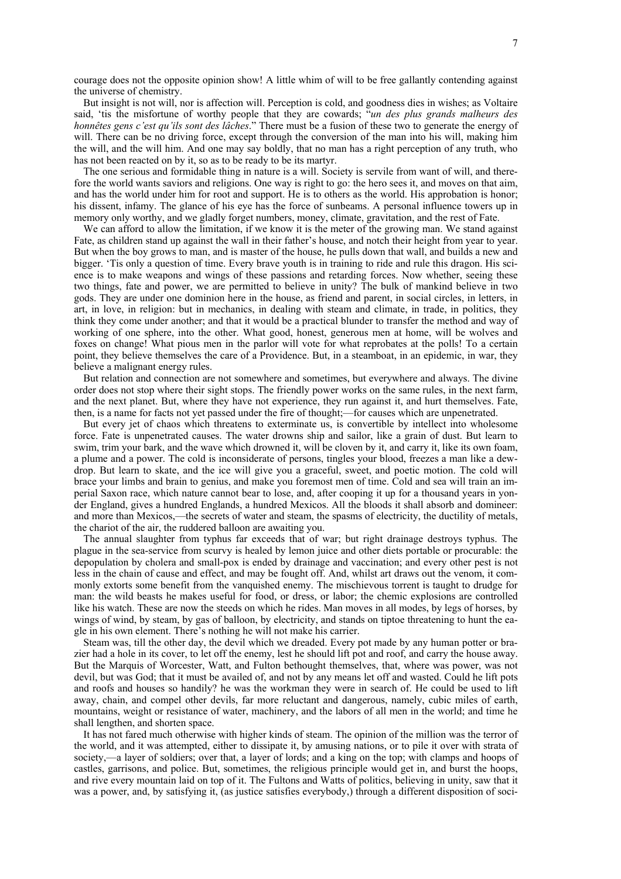courage does not the opposite opinion show! A little whim of will to be free gallantly contending against the universe of chemistry.

But insight is not will, nor is affection will. Perception is cold, and goodness dies in wishes; as Voltaire said, 'tis the misfortune of worthy people that they are cowards; "*un des plus grands malheurs des honnêtes gens c'est qu'ils sont des lâches*." There must be a fusion of these two to generate the energy of will. There can be no driving force, except through the conversion of the man into his will, making him the will, and the will him. And one may say boldly, that no man has a right perception of any truth, who has not been reacted on by it, so as to be ready to be its martyr.

The one serious and formidable thing in nature is a will. Society is servile from want of will, and therefore the world wants saviors and religions. One way is right to go: the hero sees it, and moves on that aim, and has the world under him for root and support. He is to others as the world. His approbation is honor; his dissent, infamy. The glance of his eye has the force of sunbeams. A personal influence towers up in memory only worthy, and we gladly forget numbers, money, climate, gravitation, and the rest of Fate.

We can afford to allow the limitation, if we know it is the meter of the growing man. We stand against Fate, as children stand up against the wall in their father's house, and notch their height from year to year. But when the boy grows to man, and is master of the house, he pulls down that wall, and builds a new and bigger. 'Tis only a question of time. Every brave youth is in training to ride and rule this dragon. His science is to make weapons and wings of these passions and retarding forces. Now whether, seeing these two things, fate and power, we are permitted to believe in unity? The bulk of mankind believe in two gods. They are under one dominion here in the house, as friend and parent, in social circles, in letters, in art, in love, in religion: but in mechanics, in dealing with steam and climate, in trade, in politics, they think they come under another; and that it would be a practical blunder to transfer the method and way of working of one sphere, into the other. What good, honest, generous men at home, will be wolves and foxes on change! What pious men in the parlor will vote for what reprobates at the polls! To a certain point, they believe themselves the care of a Providence. But, in a steamboat, in an epidemic, in war, they believe a malignant energy rules.

But relation and connection are not somewhere and sometimes, but everywhere and always. The divine order does not stop where their sight stops. The friendly power works on the same rules, in the next farm, and the next planet. But, where they have not experience, they run against it, and hurt themselves. Fate, then, is a name for facts not yet passed under the fire of thought;—for causes which are unpenetrated.

But every jet of chaos which threatens to exterminate us, is convertible by intellect into wholesome force. Fate is unpenetrated causes. The water drowns ship and sailor, like a grain of dust. But learn to swim, trim your bark, and the wave which drowned it, will be cloven by it, and carry it, like its own foam, a plume and a power. The cold is inconsiderate of persons, tingles your blood, freezes a man like a dewdrop. But learn to skate, and the ice will give you a graceful, sweet, and poetic motion. The cold will brace your limbs and brain to genius, and make you foremost men of time. Cold and sea will train an imperial Saxon race, which nature cannot bear to lose, and, after cooping it up for a thousand years in yonder England, gives a hundred Englands, a hundred Mexicos. All the bloods it shall absorb and domineer: and more than Mexicos,—the secrets of water and steam, the spasms of electricity, the ductility of metals, the chariot of the air, the ruddered balloon are awaiting you.

The annual slaughter from typhus far exceeds that of war; but right drainage destroys typhus. The plague in the sea-service from scurvy is healed by lemon juice and other diets portable or procurable: the depopulation by cholera and small-pox is ended by drainage and vaccination; and every other pest is not less in the chain of cause and effect, and may be fought off. And, whilst art draws out the venom, it commonly extorts some benefit from the vanquished enemy. The mischievous torrent is taught to drudge for man: the wild beasts he makes useful for food, or dress, or labor; the chemic explosions are controlled like his watch. These are now the steeds on which he rides. Man moves in all modes, by legs of horses, by wings of wind, by steam, by gas of balloon, by electricity, and stands on tiptoe threatening to hunt the eagle in his own element. There's nothing he will not make his carrier.

Steam was, till the other day, the devil which we dreaded. Every pot made by any human potter or brazier had a hole in its cover, to let off the enemy, lest he should lift pot and roof, and carry the house away. But the Marquis of Worcester, Watt, and Fulton bethought themselves, that, where was power, was not devil, but was God; that it must be availed of, and not by any means let off and wasted. Could he lift pots and roofs and houses so handily? he was the workman they were in search of. He could be used to lift away, chain, and compel other devils, far more reluctant and dangerous, namely, cubic miles of earth, mountains, weight or resistance of water, machinery, and the labors of all men in the world; and time he shall lengthen, and shorten space.

It has not fared much otherwise with higher kinds of steam. The opinion of the million was the terror of the world, and it was attempted, either to dissipate it, by amusing nations, or to pile it over with strata of society,—a layer of soldiers; over that, a layer of lords; and a king on the top; with clamps and hoops of castles, garrisons, and police. But, sometimes, the religious principle would get in, and burst the hoops, and rive every mountain laid on top of it. The Fultons and Watts of politics, believing in unity, saw that it was a power, and, by satisfying it, (as justice satisfies everybody,) through a different disposition of soci-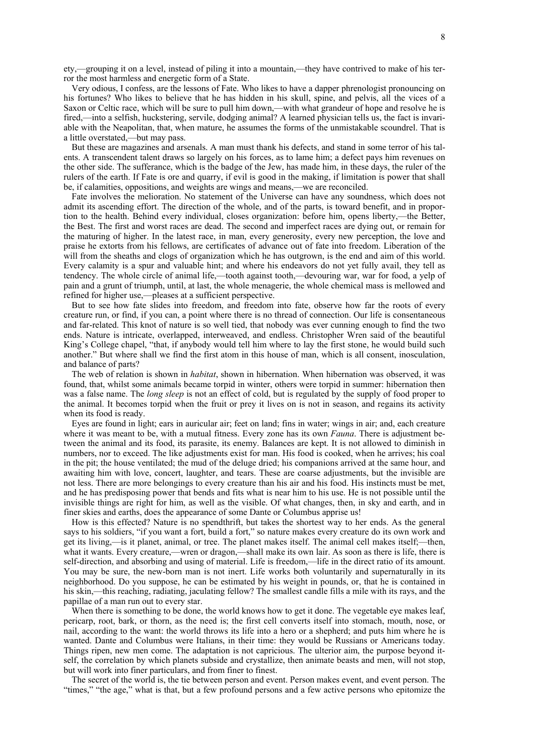ety,—grouping it on a level, instead of piling it into a mountain,—they have contrived to make of his terror the most harmless and energetic form of a State.

Very odious, I confess, are the lessons of Fate. Who likes to have a dapper phrenologist pronouncing on his fortunes? Who likes to believe that he has hidden in his skull, spine, and pelvis, all the vices of a Saxon or Celtic race, which will be sure to pull him down,—with what grandeur of hope and resolve he is fired,—into a selfish, huckstering, servile, dodging animal? A learned physician tells us, the fact is invariable with the Neapolitan, that, when mature, he assumes the forms of the unmistakable scoundrel. That is a little overstated,—but may pass.

But these are magazines and arsenals. A man must thank his defects, and stand in some terror of his talents. A transcendent talent draws so largely on his forces, as to lame him; a defect pays him revenues on the other side. The sufferance, which is the badge of the Jew, has made him, in these days, the ruler of the rulers of the earth. If Fate is ore and quarry, if evil is good in the making, if limitation is power that shall be, if calamities, oppositions, and weights are wings and means,—we are reconciled.

Fate involves the melioration. No statement of the Universe can have any soundness, which does not admit its ascending effort. The direction of the whole, and of the parts, is toward benefit, and in proportion to the health. Behind every individual, closes organization: before him, opens liberty,—the Better, the Best. The first and worst races are dead. The second and imperfect races are dying out, or remain for the maturing of higher. In the latest race, in man, every generosity, every new perception, the love and praise he extorts from his fellows, are certificates of advance out of fate into freedom. Liberation of the will from the sheaths and clogs of organization which he has outgrown, is the end and aim of this world. Every calamity is a spur and valuable hint; and where his endeavors do not yet fully avail, they tell as tendency. The whole circle of animal life,—tooth against tooth,—devouring war, war for food, a yelp of pain and a grunt of triumph, until, at last, the whole menagerie, the whole chemical mass is mellowed and refined for higher use,—pleases at a sufficient perspective.

But to see how fate slides into freedom, and freedom into fate, observe how far the roots of every creature run, or find, if you can, a point where there is no thread of connection. Our life is consentaneous and far-related. This knot of nature is so well tied, that nobody was ever cunning enough to find the two ends. Nature is intricate, overlapped, interweaved, and endless. Christopher Wren said of the beautiful King's College chapel, "that, if anybody would tell him where to lay the first stone, he would build such another." But where shall we find the first atom in this house of man, which is all consent, inosculation, and balance of parts?

The web of relation is shown in *habitat*, shown in hibernation. When hibernation was observed, it was found, that, whilst some animals became torpid in winter, others were torpid in summer: hibernation then was a false name. The *long sleep* is not an effect of cold, but is regulated by the supply of food proper to the animal. It becomes torpid when the fruit or prey it lives on is not in season, and regains its activity when its food is ready.

Eyes are found in light; ears in auricular air; feet on land; fins in water; wings in air; and, each creature where it was meant to be, with a mutual fitness. Every zone has its own *Fauna*. There is adjustment between the animal and its food, its parasite, its enemy. Balances are kept. It is not allowed to diminish in numbers, nor to exceed. The like adjustments exist for man. His food is cooked, when he arrives; his coal in the pit; the house ventilated; the mud of the deluge dried; his companions arrived at the same hour, and awaiting him with love, concert, laughter, and tears. These are coarse adjustments, but the invisible are not less. There are more belongings to every creature than his air and his food. His instincts must be met, and he has predisposing power that bends and fits what is near him to his use. He is not possible until the invisible things are right for him, as well as the visible. Of what changes, then, in sky and earth, and in finer skies and earths, does the appearance of some Dante or Columbus apprise us!

How is this effected? Nature is no spendthrift, but takes the shortest way to her ends. As the general says to his soldiers, "if you want a fort, build a fort," so nature makes every creature do its own work and get its living,—is it planet, animal, or tree. The planet makes itself. The animal cell makes itself;—then, what it wants. Every creature,—wren or dragon,—shall make its own lair. As soon as there is life, there is self-direction, and absorbing and using of material. Life is freedom,—life in the direct ratio of its amount. You may be sure, the new-born man is not inert. Life works both voluntarily and supernaturally in its neighborhood. Do you suppose, he can be estimated by his weight in pounds, or, that he is contained in his skin,—this reaching, radiating, jaculating fellow? The smallest candle fills a mile with its rays, and the papillae of a man run out to every star.

When there is something to be done, the world knows how to get it done. The vegetable eye makes leaf, pericarp, root, bark, or thorn, as the need is; the first cell converts itself into stomach, mouth, nose, or nail, according to the want: the world throws its life into a hero or a shepherd; and puts him where he is wanted. Dante and Columbus were Italians, in their time: they would be Russians or Americans today. Things ripen, new men come. The adaptation is not capricious. The ulterior aim, the purpose beyond itself, the correlation by which planets subside and crystallize, then animate beasts and men, will not stop, but will work into finer particulars, and from finer to finest.

The secret of the world is, the tie between person and event. Person makes event, and event person. The "times," "the age," what is that, but a few profound persons and a few active persons who epitomize the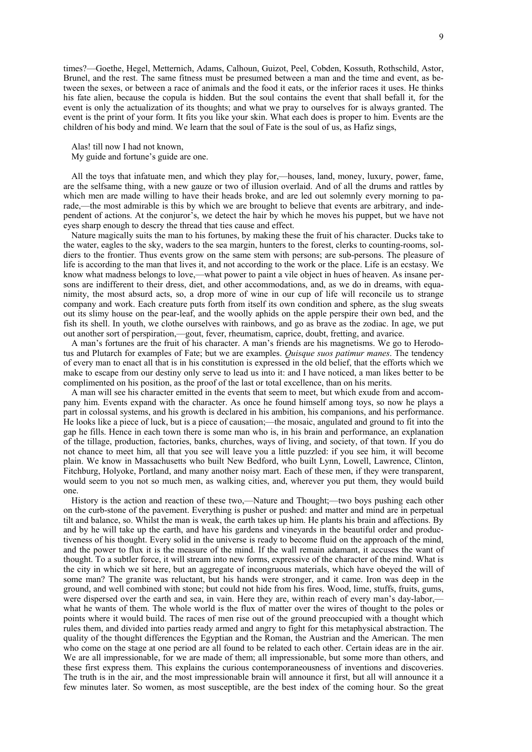times?—Goethe, Hegel, Metternich, Adams, Calhoun, Guizot, Peel, Cobden, Kossuth, Rothschild, Astor, Brunel, and the rest. The same fitness must be presumed between a man and the time and event, as between the sexes, or between a race of animals and the food it eats, or the inferior races it uses. He thinks his fate alien, because the copula is hidden. But the soul contains the event that shall befall it, for the event is only the actualization of its thoughts; and what we pray to ourselves for is always granted. The event is the print of your form. It fits you like your skin. What each does is proper to him. Events are the children of his body and mind. We learn that the soul of Fate is the soul of us, as Hafiz sings,

> Alas! till now I had not known,  
> My guide and fortune's guide are one.

All the toys that infatuate men, and which they play for,—houses, land, money, luxury, power, fame, are the selfsame thing, with a new gauze or two of illusion overlaid. And of all the drums and rattles by which men are made willing to have their heads broke, and are led out solemnly every morning to parade,—the most admirable is this by which we are brought to believe that events are arbitrary, and independent of actions. At the conjuror's, we detect the hair by which he moves his puppet, but we have not eyes sharp enough to descry the thread that ties cause and effect.

Nature magically suits the man to his fortunes, by making these the fruit of his character. Ducks take to the water, eagles to the sky, waders to the sea margin, hunters to the forest, clerks to counting-rooms, soldiers to the frontier. Thus events grow on the same stem with persons; are sub-persons. The pleasure of life is according to the man that lives it, and not according to the work or the place. Life is an ecstasy. We know what madness belongs to love,—what power to paint a vile object in hues of heaven. As insane persons are indifferent to their dress, diet, and other accommodations, and, as we do in dreams, with equanimity, the most absurd acts, so, a drop more of wine in our cup of life will reconcile us to strange company and work. Each creature puts forth from itself its own condition and sphere, as the slug sweats out its slimy house on the pear-leaf, and the woolly aphids on the apple perspire their own bed, and the fish its shell. In youth, we clothe ourselves with rainbows, and go as brave as the zodiac. In age, we put out another sort of perspiration,—gout, fever, rheumatism, caprice, doubt, fretting, and avarice.

A man's fortunes are the fruit of his character. A man's friends are his magnetisms. We go to Herodotus and Plutarch for examples of Fate; but we are examples. *Quisque suos patimur manes*. The tendency of every man to enact all that is in his constitution is expressed in the old belief, that the efforts which we make to escape from our destiny only serve to lead us into it: and I have noticed, a man likes better to be complimented on his position, as the proof of the last or total excellence, than on his merits.

A man will see his character emitted in the events that seem to meet, but which exude from and accompany him. Events expand with the character. As once he found himself among toys, so now he plays a part in colossal systems, and his growth is declared in his ambition, his companions, and his performance. He looks like a piece of luck, but is a piece of causation;—the mosaic, angulated and ground to fit into the gap he fills. Hence in each town there is some man who is, in his brain and performance, an explanation of the tillage, production, factories, banks, churches, ways of living, and society, of that town. If you do not chance to meet him, all that you see will leave you a little puzzled: if you see him, it will become plain. We know in Massachusetts who built New Bedford, who built Lynn, Lowell, Lawrence, Clinton, Fitchburg, Holyoke, Portland, and many another noisy mart. Each of these men, if they were transparent, would seem to you not so much men, as walking cities, and, wherever you put them, they would build one.

History is the action and reaction of these two,—Nature and Thought;—two boys pushing each other on the curb-stone of the pavement. Everything is pusher or pushed: and matter and mind are in perpetual tilt and balance, so. Whilst the man is weak, the earth takes up him. He plants his brain and affections. By and by he will take up the earth, and have his gardens and vineyards in the beautiful order and productiveness of his thought. Every solid in the universe is ready to become fluid on the approach of the mind, and the power to flux it is the measure of the mind. If the wall remain adamant, it accuses the want of thought. To a subtler force, it will stream into new forms, expressive of the character of the mind. What is the city in which we sit here, but an aggregate of incongruous materials, which have obeyed the will of some man? The granite was reluctant, but his hands were stronger, and it came. Iron was deep in the ground, and well combined with stone; but could not hide from his fires. Wood, lime, stuffs, fruits, gums, were dispersed over the earth and sea, in vain. Here they are, within reach of every man's day-labor,—what he wants of them. The whole world is the flux of matter over the wires of thought to the poles or points where it would build. The races of men rise out of the ground preoccupied with a thought which rules them, and divided into parties ready armed and angry to fight for this metaphysical abstraction. The quality of the thought differences the Egyptian and the Roman, the Austrian and the American. The men who come on the stage at one period are all found to be related to each other. Certain ideas are in the air. We are all impressionable, for we are made of them; all impressionable, but some more than others, and these first express them. This explains the curious contemporaneousness of inventions and discoveries. The truth is in the air, and the most impressionable brain will announce it first, but all will announce it a few minutes later. So women, as most susceptible, are the best index of the coming hour. So the great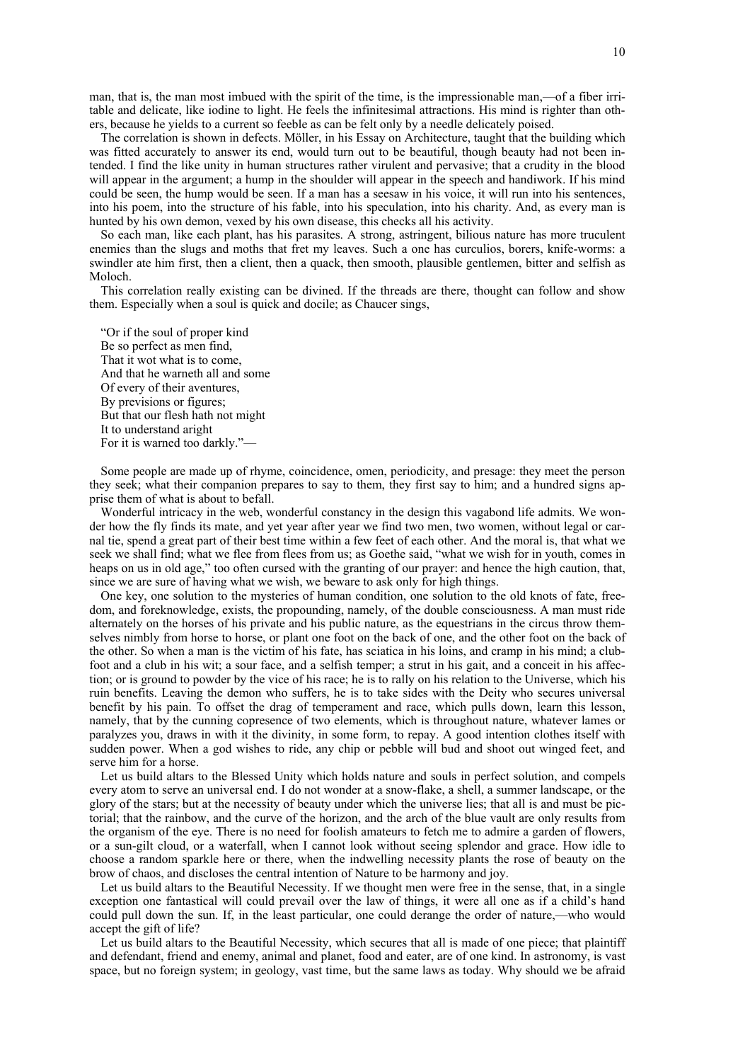man, that is, the man most imbued with the spirit of the time, is the impressionable man,—of a fiber irritable and delicate, like iodine to light. He feels the infinitesimal attractions. His mind is righter than others, because he yields to a current so feeble as can be felt only by a needle delicately poised.

The correlation is shown in defects. Möller, in his Essay on Architecture, taught that the building which was fitted accurately to answer its end, would turn out to be beautiful, though beauty had not been intended. I find the like unity in human structures rather virulent and pervasive; that a crudity in the blood will appear in the argument; a hump in the shoulder will appear in the speech and handiwork. If his mind could be seen, the hump would be seen. If a man has a seesaw in his voice, it will run into his sentences, into his poem, into the structure of his fable, into his speculation, into his charity. And, as every man is hunted by his own demon, vexed by his own disease, this checks all his activity.

So each man, like each plant, has his parasites. A strong, astringent, bilious nature has more truculent enemies than the slugs and moths that fret my leaves. Such a one has curculios, borers, knife-worms: a swindler ate him first, then a client, then a quack, then smooth, plausible gentlemen, bitter and selfish as Moloch.

This correlation really existing can be divined. If the threads are there, thought can follow and show them. Especially when a soul is quick and docile; as Chaucer sings,

> "Or if the soul of proper kind  
> Be so perfect as men find,  
> That it wot what is to come,  
> And that he warneth all and some  
> Of every of their aventures,  
> By previsions or figures;  
> But that our flesh hath not might  
> It to understand aright  
> For it is warned too darkly."—

Some people are made up of rhyme, coincidence, omen, periodicity, and presage: they meet the person they seek; what their companion prepares to say to them, they first say to him; and a hundred signs apprise them of what is about to befall.

Wonderful intricacy in the web, wonderful constancy in the design this vagabond life admits. We wonder how the fly finds its mate, and yet year after year we find two men, two women, without legal or carnal tie, spend a great part of their best time within a few feet of each other. And the moral is, that what we seek we shall find; what we flee from flees from us; as Goethe said, "what we wish for in youth, comes in heaps on us in old age," too often cursed with the granting of our prayer: and hence the high caution, that, since we are sure of having what we wish, we beware to ask only for high things.

One key, one solution to the mysteries of human condition, one solution to the old knots of fate, freedom, and foreknowledge, exists, the propounding, namely, of the double consciousness. A man must ride alternately on the horses of his private and his public nature, as the equestrians in the circus throw themselves nimbly from horse to horse, or plant one foot on the back of one, and the other foot on the back of the other. So when a man is the victim of his fate, has sciatica in his loins, and cramp in his mind; a clubfoot and a club in his wit; a sour face, and a selfish temper; a strut in his gait, and a conceit in his affection; or is ground to powder by the vice of his race; he is to rally on his relation to the Universe, which his ruin benefits. Leaving the demon who suffers, he is to take sides with the Deity who secures universal benefit by his pain. To offset the drag of temperament and race, which pulls down, learn this lesson, namely, that by the cunning copresence of two elements, which is throughout nature, whatever lames or paralyzes you, draws in with it the divinity, in some form, to repay. A good intention clothes itself with sudden power. When a god wishes to ride, any chip or pebble will bud and shoot out winged feet, and serve him for a horse.

Let us build altars to the Blessed Unity which holds nature and souls in perfect solution, and compels every atom to serve an universal end. I do not wonder at a snow-flake, a shell, a summer landscape, or the glory of the stars; but at the necessity of beauty under which the universe lies; that all is and must be pictorial; that the rainbow, and the curve of the horizon, and the arch of the blue vault are only results from the organism of the eye. There is no need for foolish amateurs to fetch me to admire a garden of flowers, or a sun-gilt cloud, or a waterfall, when I cannot look without seeing splendor and grace. How idle to choose a random sparkle here or there, when the indwelling necessity plants the rose of beauty on the brow of chaos, and discloses the central intention of Nature to be harmony and joy.

Let us build altars to the Beautiful Necessity. If we thought men were free in the sense, that, in a single exception one fantastical will could prevail over the law of things, it were all one as if a child's hand could pull down the sun. If, in the least particular, one could derange the order of nature,—who would accept the gift of life?

Let us build altars to the Beautiful Necessity, which secures that all is made of one piece; that plaintiff and defendant, friend and enemy, animal and planet, food and eater, are of one kind. In astronomy, is vast space, but no foreign system; in geology, vast time, but the same laws as today. Why should we be afraid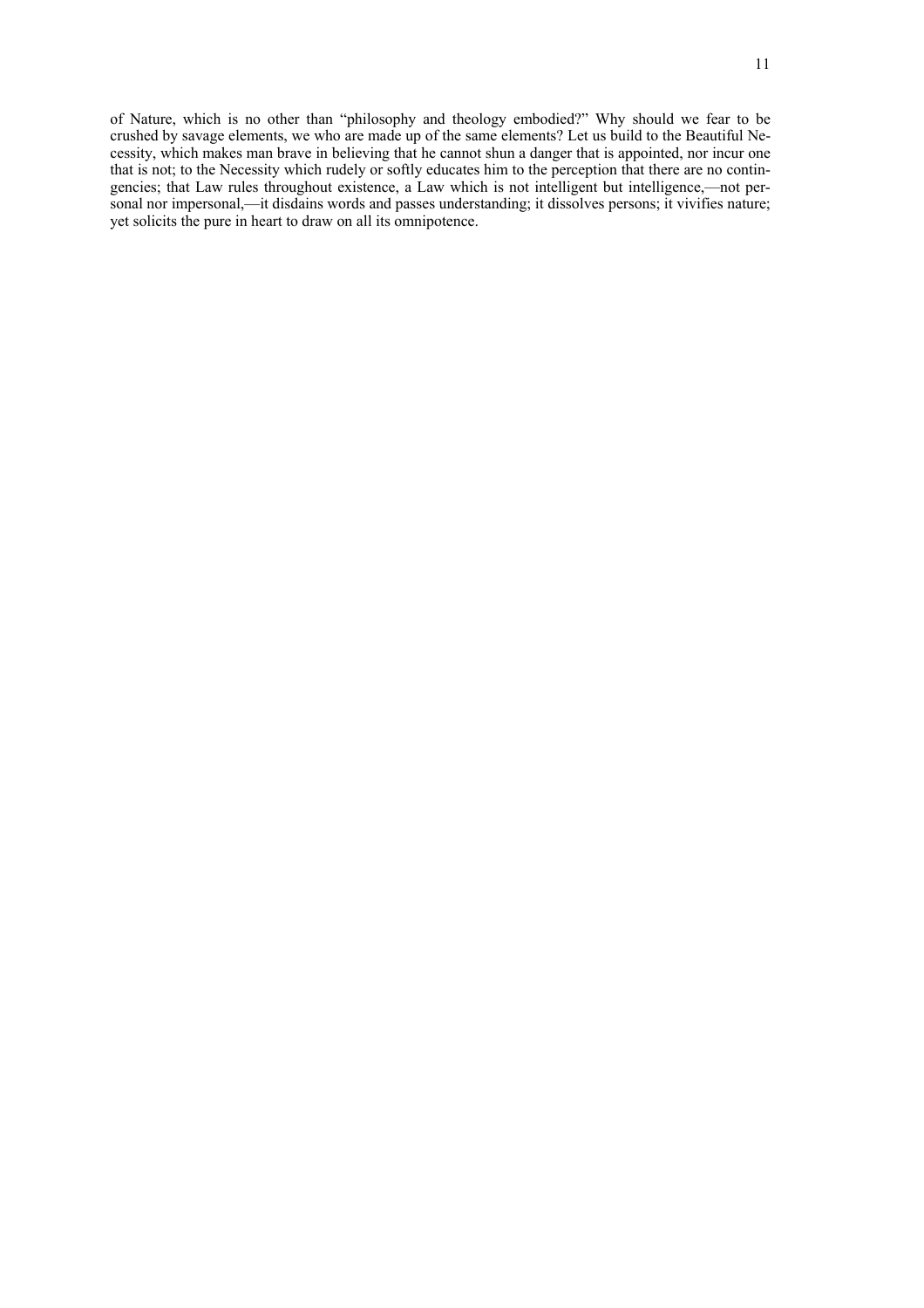of Nature, which is no other than "philosophy and theology embodied?" Why should we fear to be crushed by savage elements, we who are made up of the same elements? Let us build to the Beautiful Necessity, which makes man brave in believing that he cannot shun a danger that is appointed, nor incur one that is not; to the Necessity which rudely or softly educates him to the perception that there are no contingencies; that Law rules throughout existence, a Law which is not intelligent but intelligence,—not personal nor impersonal,—it disdains words and passes understanding; it dissolves persons; it vivifies nature; yet solicits the pure in heart to draw on all its omnipotence.